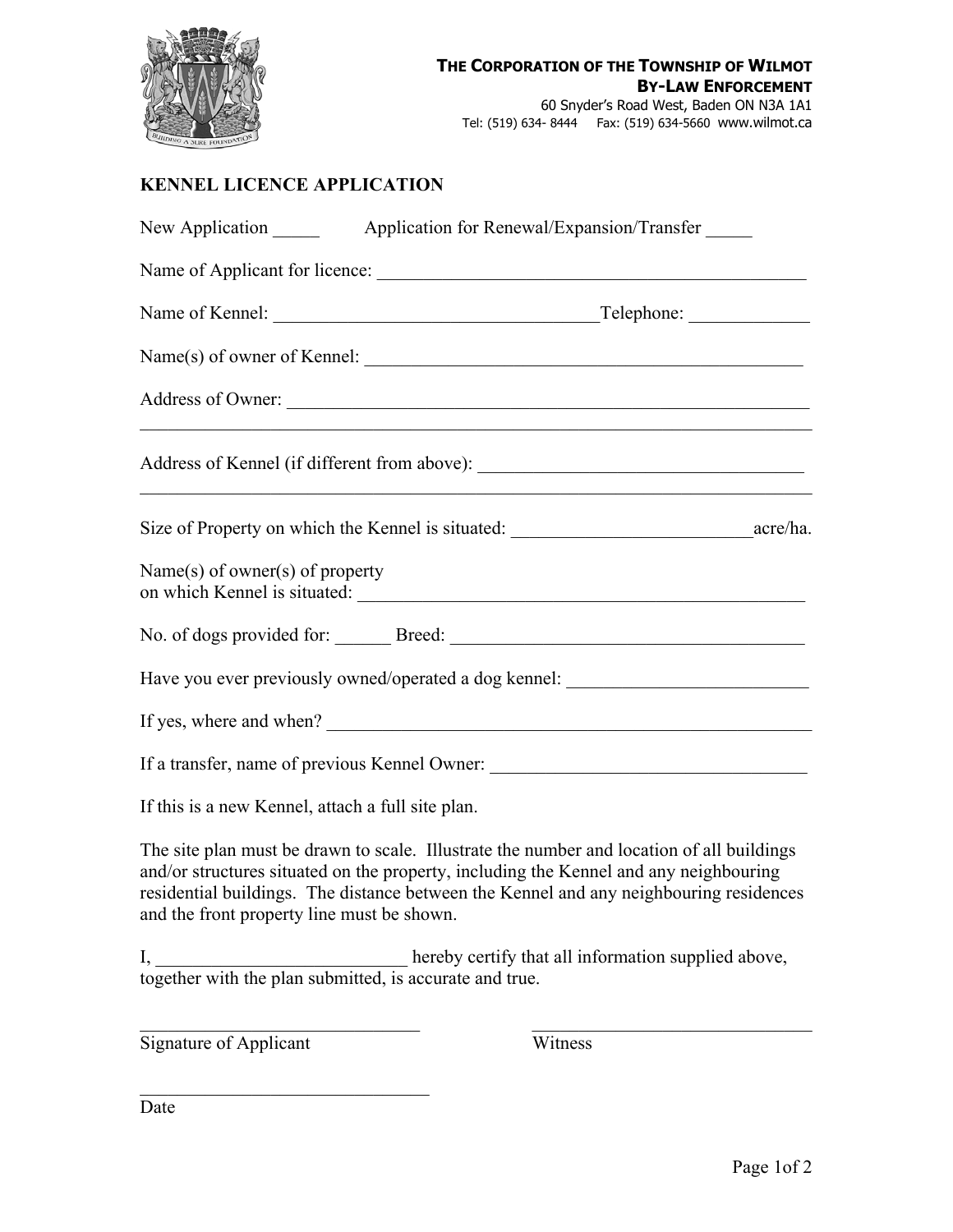**THE CORPORATION OF THE TOWNSHIP OF WILMOT**
**BY-LAW ENFORCEMENT**
60 Snyder's Road West, Baden ON N3A 1A1
Tel: (519) 634- 8444 Fax: (519) 634-5660 www.wilmot.ca

# KENNEL LICENCE APPLICATION

New Application _____ Application for Renewal/Expansion/Transfer _____

Name of Applicant for licence: ______________________________________________

Name of Kennel: ___________________________________Telephone: _____________

Name(s) of owner of Kennel: _______________________________________________

Address of Owner: _________________________________________________________
_______________________________________________________________________

Address of Kennel (if different from above): __________________________________
_______________________________________________________________________

Size of Property on which the Kennel is situated: __________________________acre/ha.

Name(s) of owner(s) of property
on which Kennel is situated: ________________________________________________

No. of dogs provided for: ______ Breed: ______________________________________

Have you ever previously owned/operated a dog kennel: _________________________

If yes, where and when? ____________________________________________________

If a transfer, name of previous Kennel Owner: _________________________________

If this is a new Kennel, attach a full site plan.

The site plan must be drawn to scale. Illustrate the number and location of all buildings and/or structures situated on the property, including the Kennel and any neighbouring residential buildings. The distance between the Kennel and any neighbouring residences and the front property line must be shown.

I, __________________________ hereby certify that all information supplied above, together with the plan submitted, is accurate and true.

______________________________ ______________________________
Signature of Applicant Witness

______________________________
Date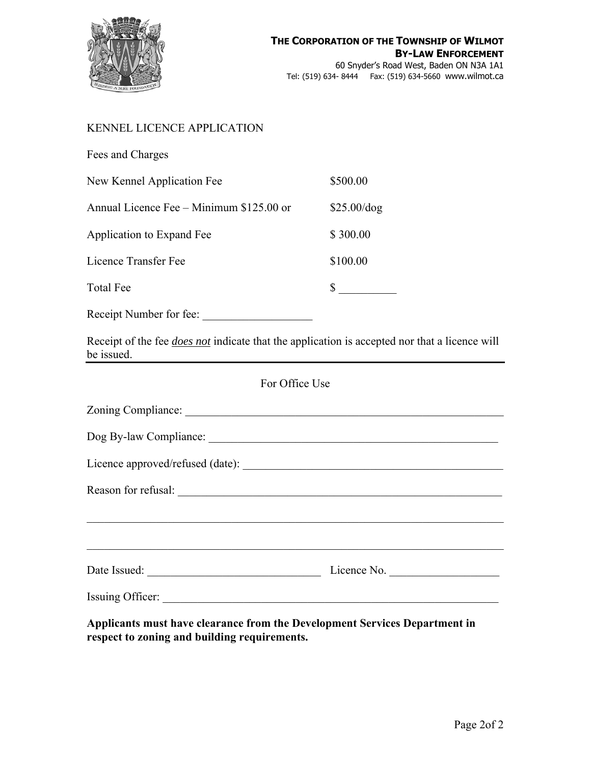**THE CORPORATION OF THE TOWNSHIP OF WILMOT**
**BY-LAW ENFORCEMENT**
60 Snyder's Road West, Baden ON N3A 1A1
Tel: (519) 634- 8444 Fax: (519) 634-5660 www.wilmot.ca

# KENNEL LICENCE APPLICATION

Fees and Charges

| | |
|---|---|
| New Kennel Application Fee | $500.00 |
| Annual Licence Fee – Minimum $125.00 or | $25.00/dog |
| Application to Expand Fee | $ 300.00 |
| Licence Transfer Fee | $100.00 |
| Total Fee | $ __________ |

Receipt Number for fee: ___________________

Receipt of the fee ***does not*** indicate that the application is accepted nor that a licence will be issued.

---

For Office Use

Zoning Compliance: ____________________________________________________________

Dog By-law Compliance: _________________________________________________________

Licence approved/refused (date): _________________________________________________

Reason for refusal: _____________________________________________________________

_______________________________________________________________________________

_______________________________________________________________________________

Date Issued: ______________________________ Licence No. ___________________

Issuing Officer: ________________________________________________________________

**Applicants must have clearance from the Development Services Department in respect to zoning and building requirements.**